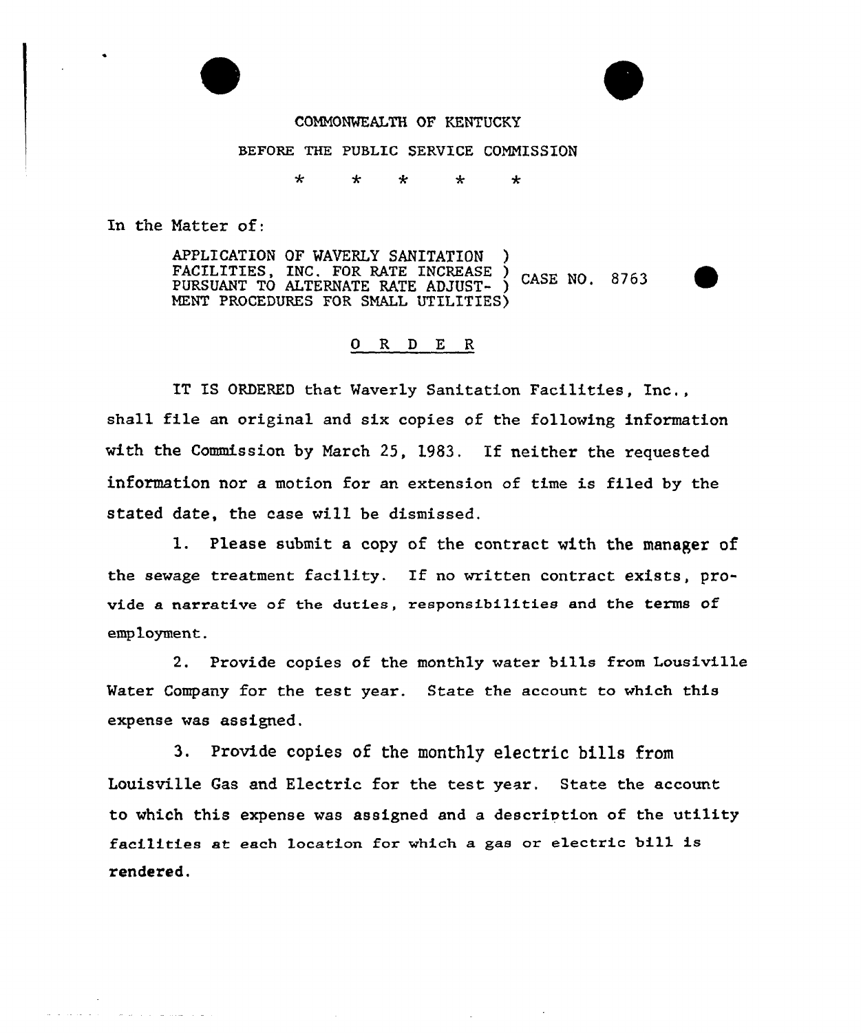COMMONWEALTH OF KENTUCKY

BEFORE THE PUBLIC SERVICE COMMISSION

\* \* \* \* \*

In the Matter of:

APPLICATION OF WAVERLY SANITATION FACILITIES, INC. FOR RATE INCREASE PURSUANT TO ALTERNATE RATE ADJUSTMENT PROCEDURES FOR SMALL UTILITIES ) CASE NO. 8763

## O R D E R

IT IS ORDERED that Waverly Sanitation Facilities, Inc., shall file an original and six copies of the following information with the Commission by March 25, 1983. If neither the requested information nor a motion for an extension of time is filed by the stated date, the case will be dismissed.

1. Please submit a copy of the contract with the manager of the sewage treatment facility. If no written contract exists, provide a narrative of the duties, responsibilities and the terms of employment.

2. Provide copies of the monthly water bills from Lousiville Water Company for the test year. State the account to which this expense was assigned.

3. Provide copies of the monthly electric bills from Louisville Gas and Electric for the test year. State the account to which this expense was assigned and a description of the utility facilities at each location for which a gas or electric bill is rendered.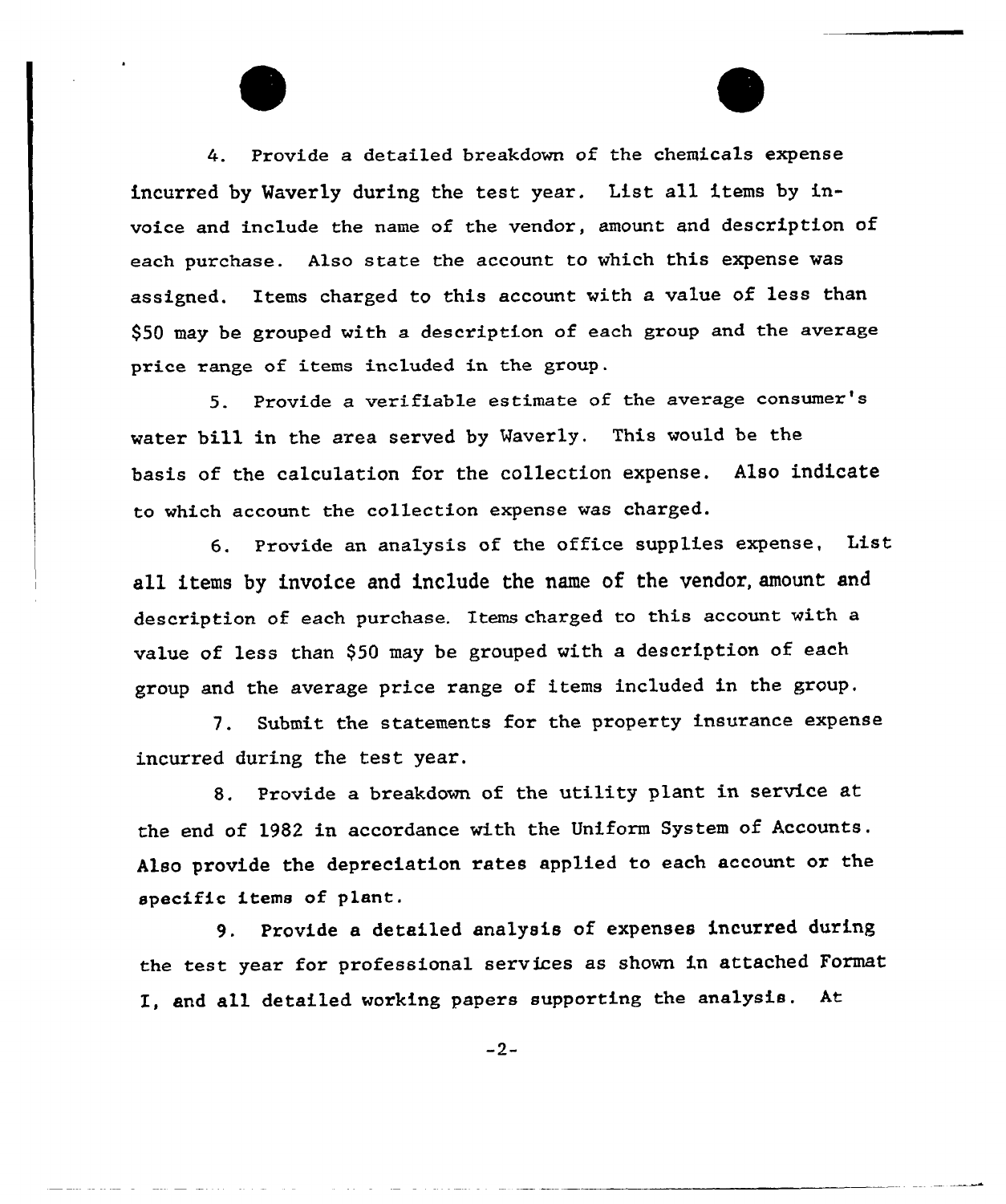4. Provide a detailed breakdown of the chemicals expense incurred by Waverly during the test year. List all items by invoice and include the name of the vendor, amount and description of each purchase. Also state the account to which this expense was assigned. Items charged to this account with a value of less than $50 may be grouped with a description of each group and the average price range of items included in the group.

5. Provide a verifiable estimate of the average consumer's water bill in the area served by Waverly. This would be the basis of the calculation for the collection expense. Also indicate to which account the collection expense was charged.

6. Provide an analysis of the office supplies expense, List all items by invoice and include the name of the vendor, amount and description of each purchase. Items charged to this account with a value of less than $50 may be grouped with a description of each group and the average price range of items included in the group.

7. Submit the statements for the property insurance expense incurred during the test year.

8. Provide a breakdown of the utility plant in service at the end of 1982 in accordance with the Uniform System of Accounts. Also provide the depreciation rates applied to each account or the specific items of plant.

9. Provide a detailed analysis of expenses incurred during the test year for professional services as shown in attached Format I, and all detailed working papers supporting the analysis. At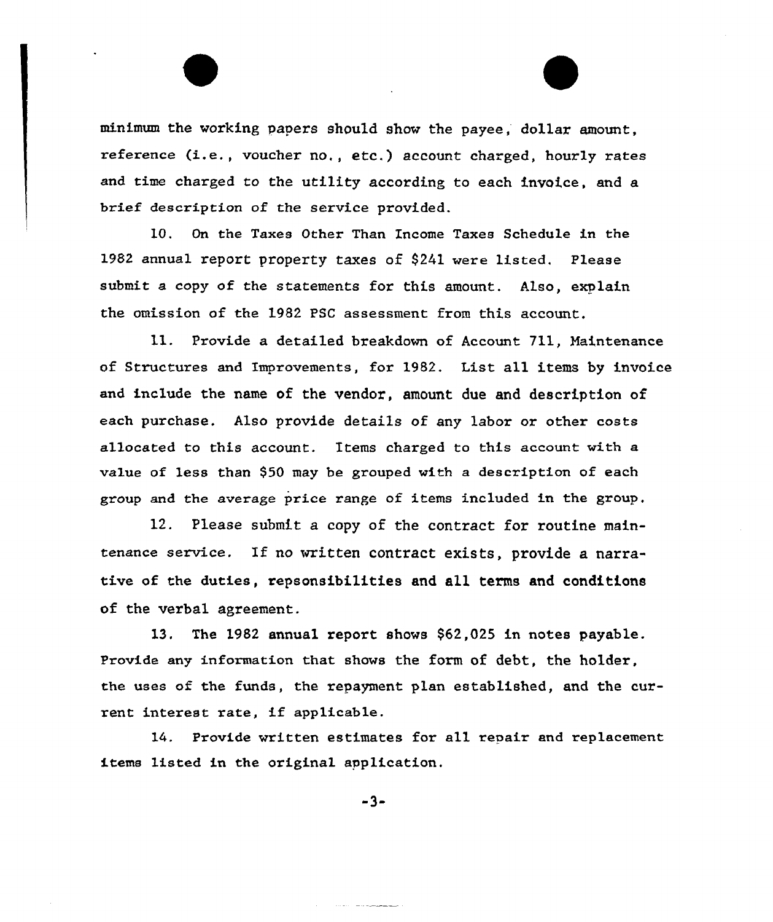minimum the working papers should show the payee, dollar amount, reference (i.e., voucher no., etc.) account charged, hourly rates and time charged to the utility according to each invoice, and a brief description of the service provided.

10. On the Taxes Other Than Income Taxes Schedule in the 1982 annual report property taxes of $241 were listed. Please submit a copy of the statements for this amount. Also, explain the omission of the 1982 PSC assessment from this account.

11. Provide a detailed breakdown of Account 711, Maintenance of Structures and Improvements, for 1982. List all items by invoice and include the name of the vendor, amount due and description of each purchase. Also provide details of any labor or other costs allocated to this account. Items charged to this account with a value of less than $50 may be grouped with a description of each group and the average price range of items included in the group.

12. Please submit a copy of the contract for routine maintenance service. If no written contract exists, provide a narrative of the duties, repsonsibilities and all terms and conditions of the verbal agreement.

13. The 1982 annual report shows $62,025 in notes payable. Provide any information that shows the form of debt, the holder, the uses of the funds, the repayment plan established, and the current interest rate, if applicable.

14. Provide written estimates for all repair and replacement items listed in the original application.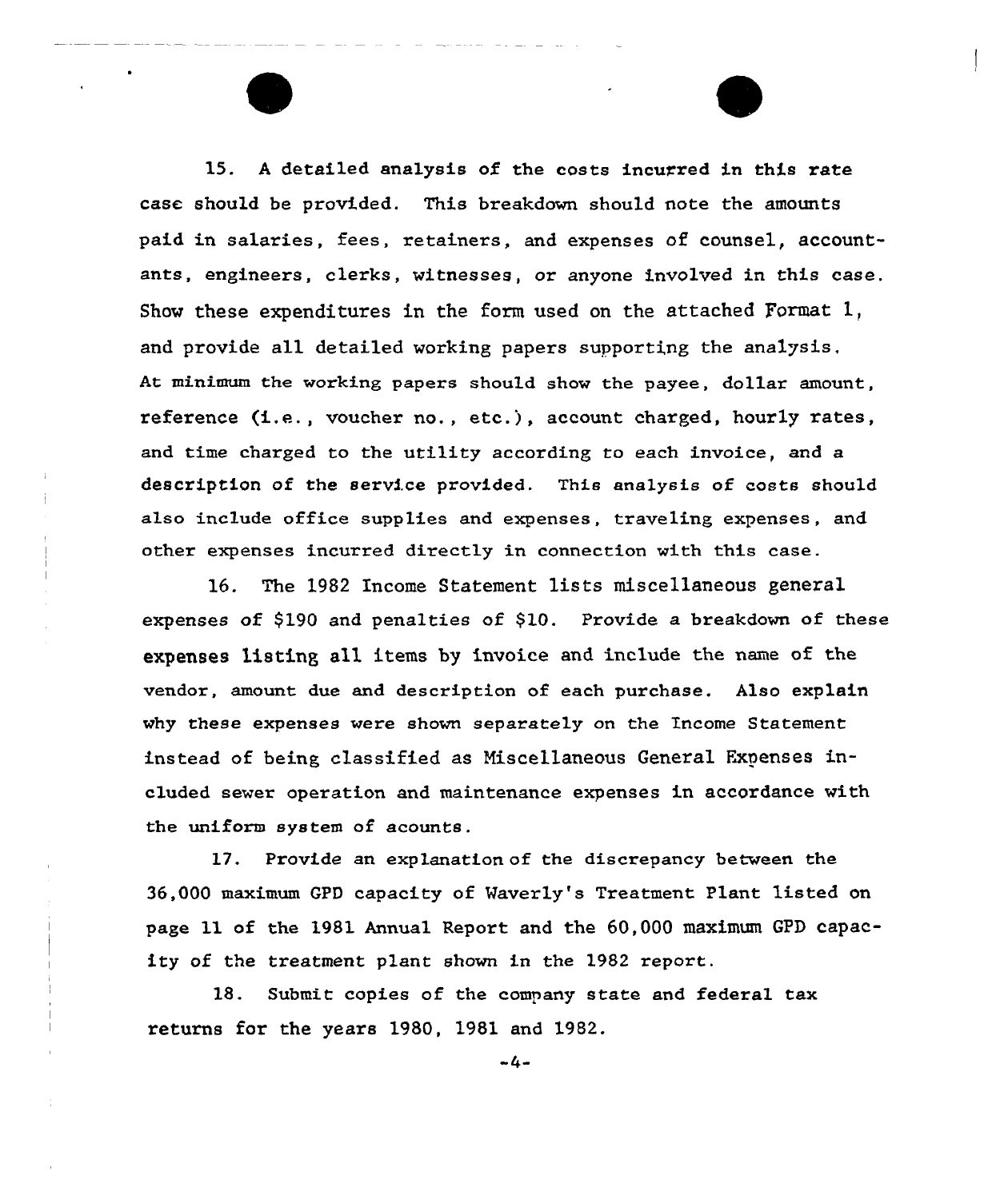15. A detailed analysis of the costs incurred in this rate case should be provided. This breakdown should note the amounts paid in salaries, fees, retainers, and expenses of counsel, accountants, engineers, clerks, witnesses, or anyone involved in this case. Show these expenditures in the form used on the attached Format 1, and provide all detailed working papers supporting the analysis. At minimum the working papers should show the payee, dollar amount, reference (i.e., voucher no., etc.), account charged, hourly rates, and time charged to the utility according to each invoice, and a description of the service provided. This analysis of costs should also include office supplies and expenses, traveling expenses, and other expenses incurred directly in connection with this case.

16. The 1982 Income Statement lists miscellaneous general expenses of $190 and penalties of $10. Provide a breakdown of these expenses listing all items by invoice and include the name of the vendor, amount due and description of each purchase. Also explain why these expenses were shown separately on the Income Statement instead of being classified as Miscellaneous General Expenses included sewer operation and maintenance expenses in accordance with the uniform system of acounts.

17. Provide an explanation of the discrepancy between the 36,000 maximum GPD capacity of Waverly's Treatment Plant listed on page 11 of the 1981 Annual Report and the 60,000 maximum GPD capacity of the treatment plant shown in the 1982 report.

18. Submit copies of the company state and federal tax returns for the years 1980, 1981 and 1982.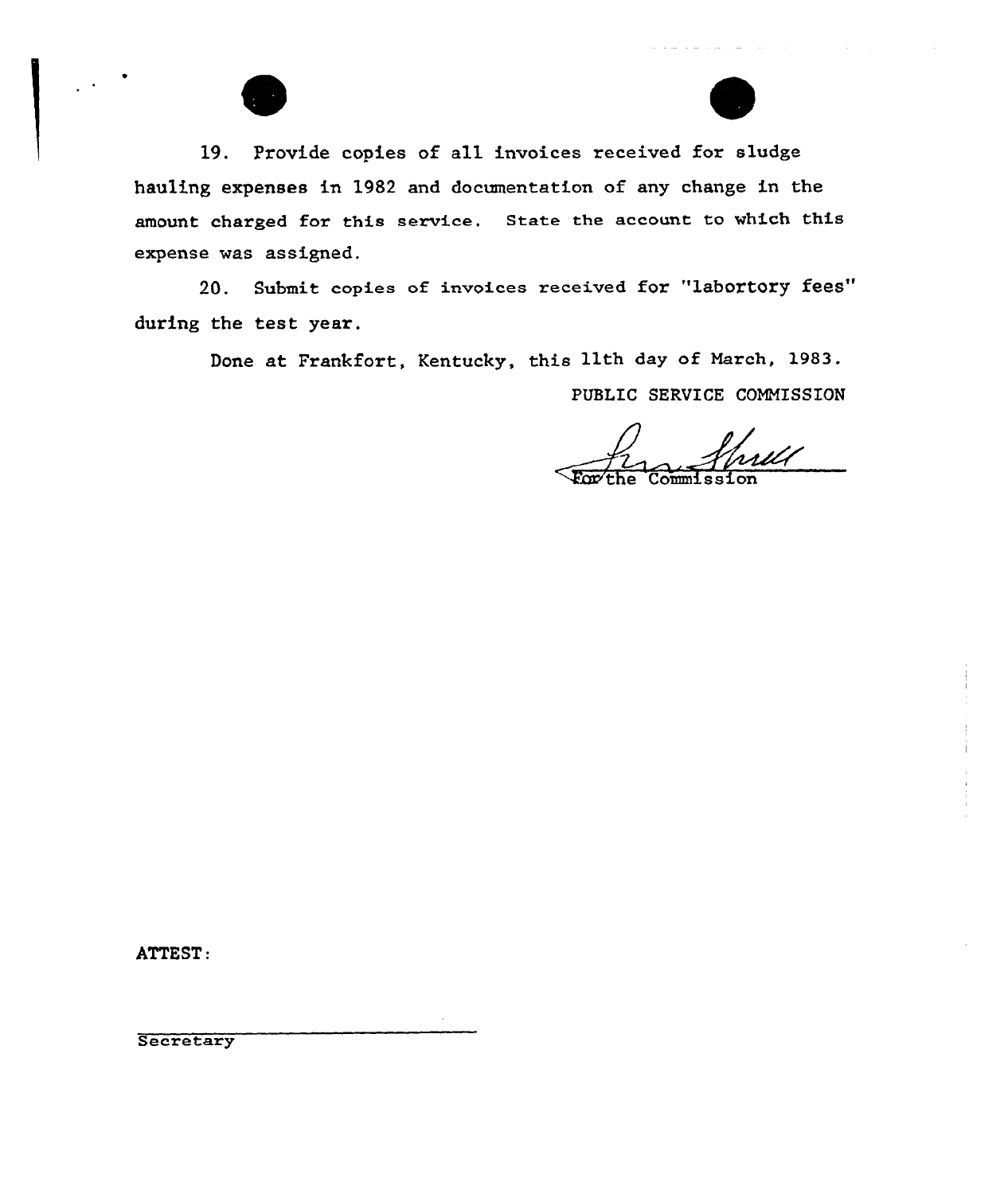19. Provide copies of all invoices received for sludge hauling expenses in 1982 and documentation of any change in the amount charged for this service. State the account to which this expense was assigned.

20. Submit copies of invoices received for "labortory fees" during the test year.

Done at Frankfort, Kentucky, this 11th day of March, 1983.

PUBLIC SERVICE COMMISSION

For the Commission

ATTEST:

Secretary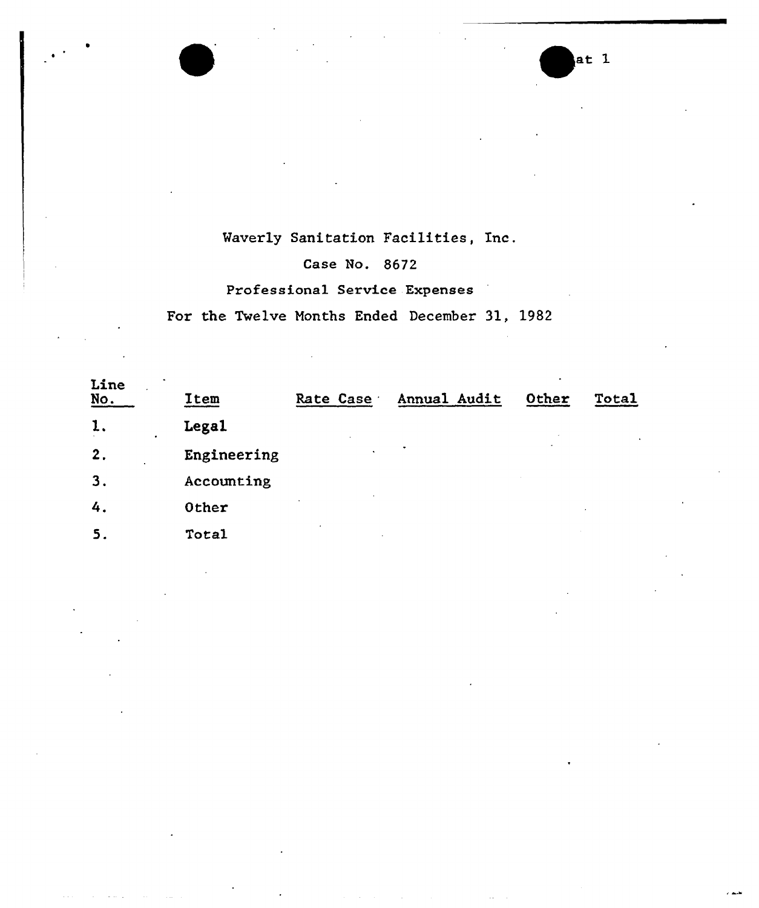at 1

Waverly Sanitation Facilities, Inc.

Case No. 8672

Professional Service Expenses

For the Twelve Months Ended December 31, 1982

| Line No. | Item | Rate Case | Annual Audit | Other | Total |
|---|---|---|---|---|---|
| 1. | Legal | | | | |
| 2. | Engineering | | | | |
| 3. | Accounting | | | | |
| 4. | Other | | | | |
| 5. | Total | | | | |